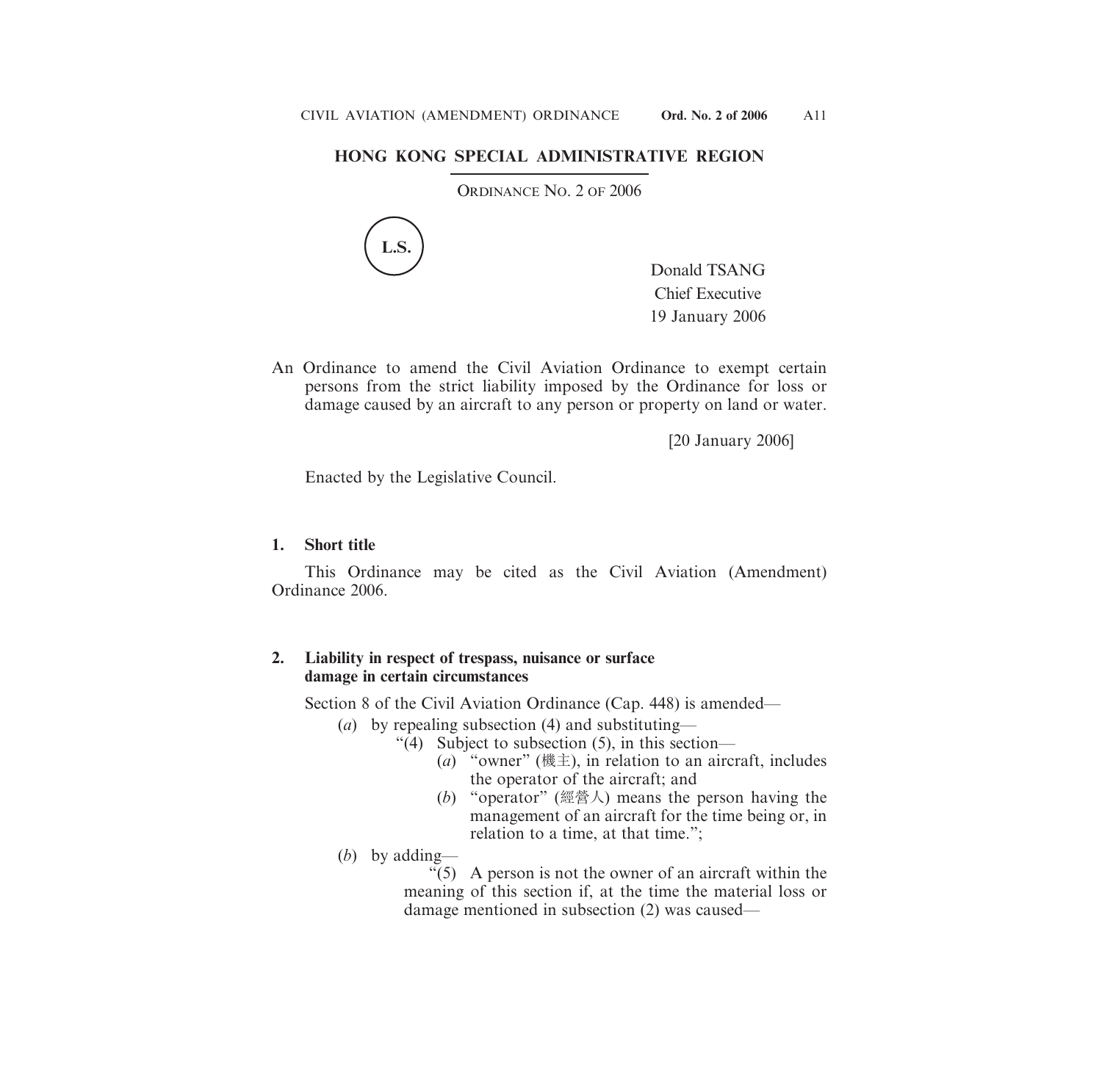# HONG KONG SPECIAL ADMINISTRATIVE REGION

ORDINANCE NO. 2 OF 2006

L.S.

Donald TSANG
Chief Executive
19 January 2006

An Ordinance to amend the Civil Aviation Ordinance to exempt certain persons from the strict liability imposed by the Ordinance for loss or damage caused by an aircraft to any person or property on land or water.

[20 January 2006]

Enacted by the Legislative Council.

**1. Short title**

This Ordinance may be cited as the Civil Aviation (Amendment) Ordinance 2006.

**2. Liability in respect of trespass, nuisance or surface damage in certain circumstances**

Section 8 of the Civil Aviation Ordinance (Cap. 448) is amended—

(*a*) by repealing subsection (4) and substituting—

"(4) Subject to subsection (5), in this section—

(*a*) "owner" (機主), in relation to an aircraft, includes the operator of the aircraft; and

(*b*) "operator" (經營人) means the person having the management of an aircraft for the time being or, in relation to a time, at that time.";

(*b*) by adding—

"(5) A person is not the owner of an aircraft within the meaning of this section if, at the time the material loss or damage mentioned in subsection (2) was caused—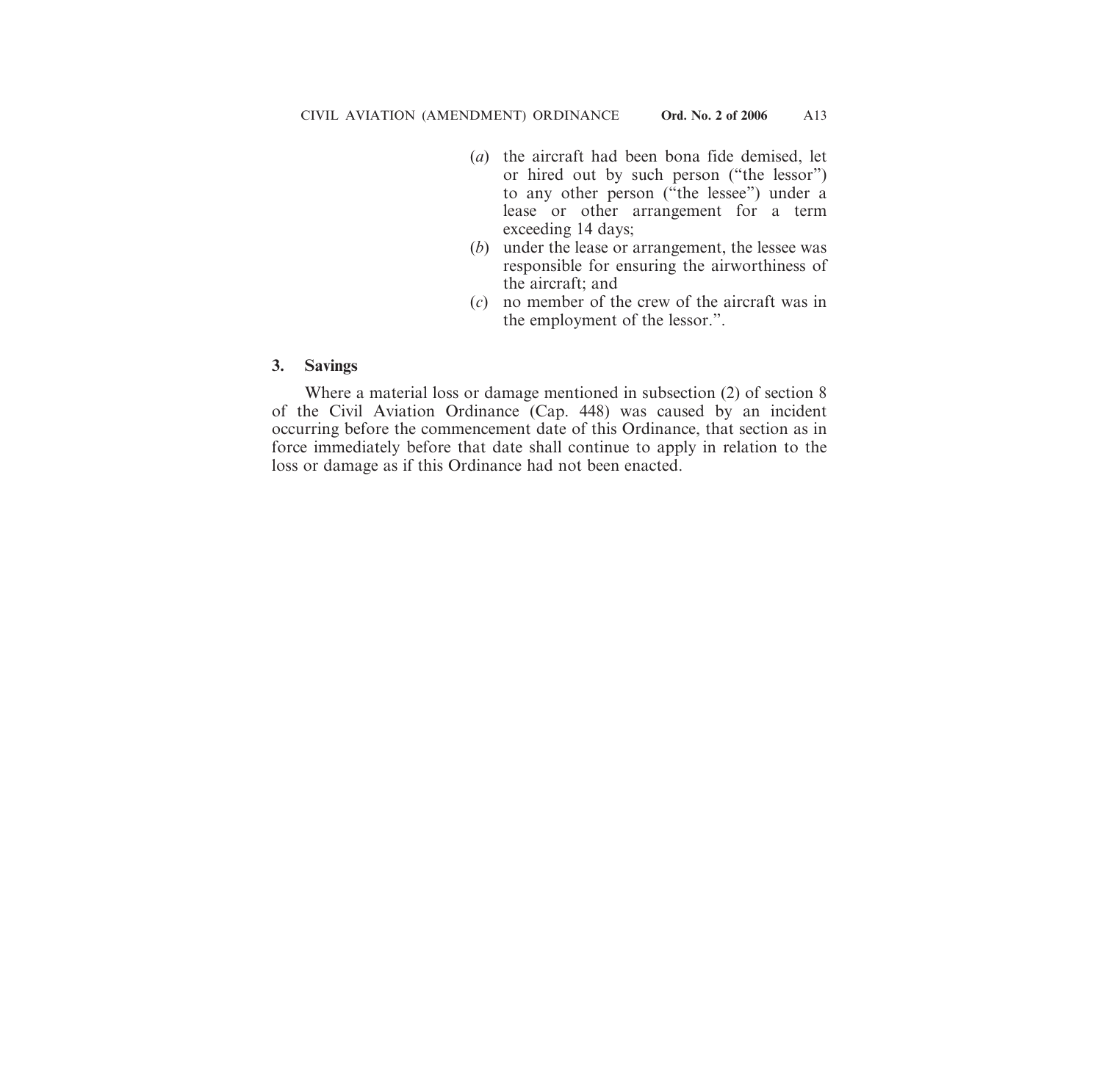(*a*) the aircraft had been bona fide demised, let or hired out by such person ("the lessor") to any other person ("the lessee") under a lease or other arrangement for a term exceeding 14 days;

(*b*) under the lease or arrangement, the lessee was responsible for ensuring the airworthiness of the aircraft; and

(*c*) no member of the crew of the aircraft was in the employment of the lessor.".

**3. Savings**

Where a material loss or damage mentioned in subsection (2) of section 8 of the Civil Aviation Ordinance (Cap. 448) was caused by an incident occurring before the commencement date of this Ordinance, that section as in force immediately before that date shall continue to apply in relation to the loss or damage as if this Ordinance had not been enacted.